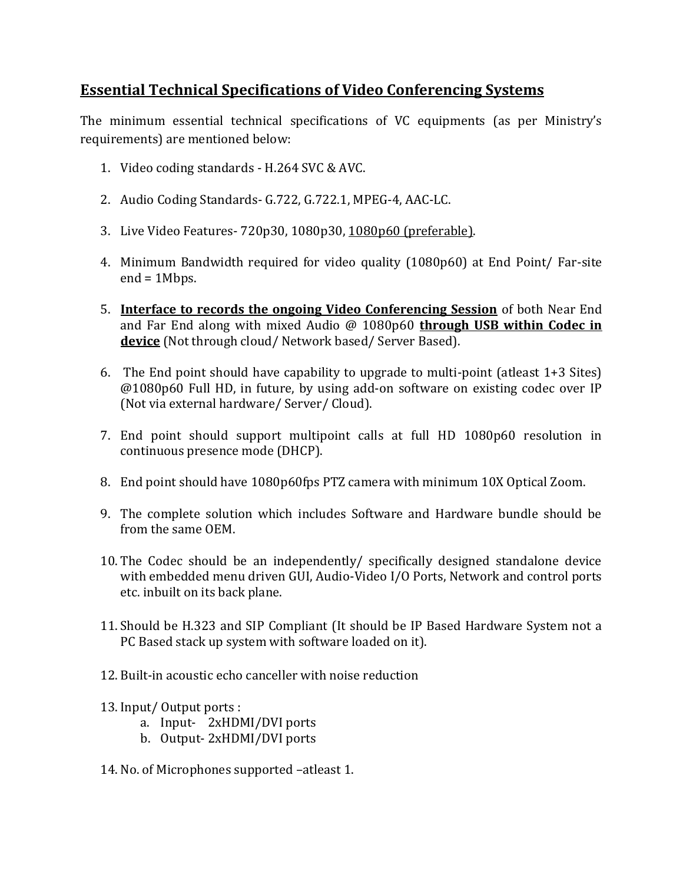## <u>Essential Technical Specifications of Video Conferencing Systems</u>

The minimum essential technical specifications of VC equipments (as per Ministry's requirements) are mentioned below:

1. Video coding standards - H.264 SVC & AVC.

2. Audio Coding Standards- G.722, G.722.1, MPEG-4, AAC-LC.

3. Live Video Features- 720p30, 1080p30, <u>1080p60 (preferable)</u>.

4. Minimum Bandwidth required for video quality (1080p60) at End Point/ Far-site end = 1Mbps.

5. <u>**Interface to records the ongoing Video Conferencing Session**</u> of both Near End and Far End along with mixed Audio @ 1080p60 <u>**through USB within Codec in device**</u> (Not through cloud/ Network based/ Server Based).

6. The End point should have capability to upgrade to multi-point (atleast 1+3 Sites) @1080p60 Full HD, in future, by using add-on software on existing codec over IP (Not via external hardware/ Server/ Cloud).

7. End point should support multipoint calls at full HD 1080p60 resolution in continuous presence mode (DHCP).

8. End point should have 1080p60fps PTZ camera with minimum 10X Optical Zoom.

9. The complete solution which includes Software and Hardware bundle should be from the same OEM.

10. The Codec should be an independently/ specifically designed standalone device with embedded menu driven GUI, Audio-Video I/O Ports, Network and control ports etc. inbuilt on its back plane.

11. Should be H.323 and SIP Compliant (It should be IP Based Hardware System not a PC Based stack up system with software loaded on it).

12. Built-in acoustic echo canceller with noise reduction

13. Input/ Output ports :
    a. Input- 2xHDMI/DVI ports
    b. Output- 2xHDMI/DVI ports

14. No. of Microphones supported –atleast 1.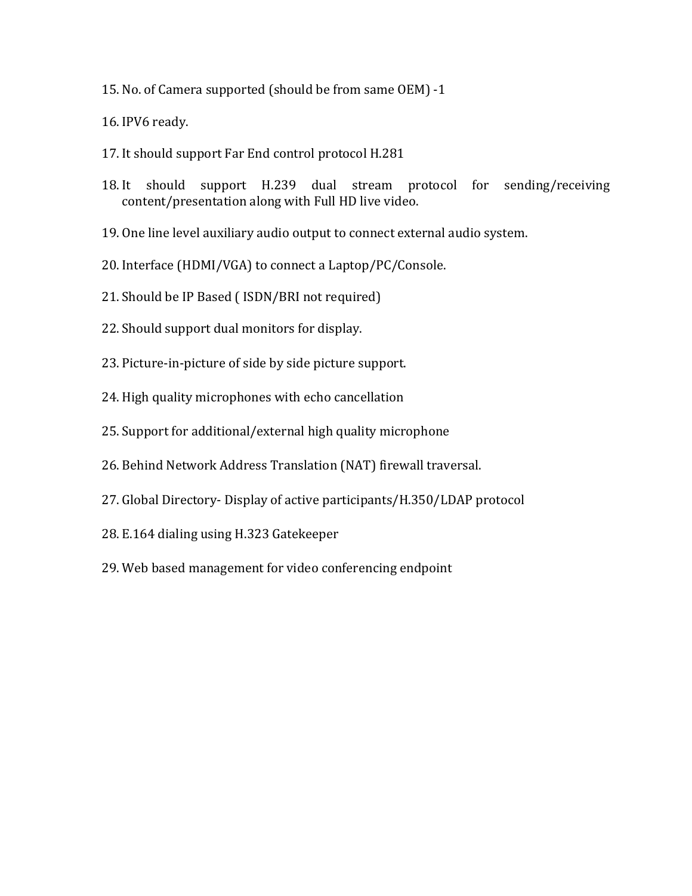15. No. of Camera supported (should be from same OEM) -1

16. IPV6 ready.

17. It should support Far End control protocol H.281

18. It should support H.239 dual stream protocol for sending/receiving content/presentation along with Full HD live video.

19. One line level auxiliary audio output to connect external audio system.

20. Interface (HDMI/VGA) to connect a Laptop/PC/Console.

21. Should be IP Based ( ISDN/BRI not required)

22. Should support dual monitors for display.

23. Picture-in-picture of side by side picture support.

24. High quality microphones with echo cancellation

25. Support for additional/external high quality microphone

26. Behind Network Address Translation (NAT) firewall traversal.

27. Global Directory- Display of active participants/H.350/LDAP protocol

28. E.164 dialing using H.323 Gatekeeper

29. Web based management for video conferencing endpoint